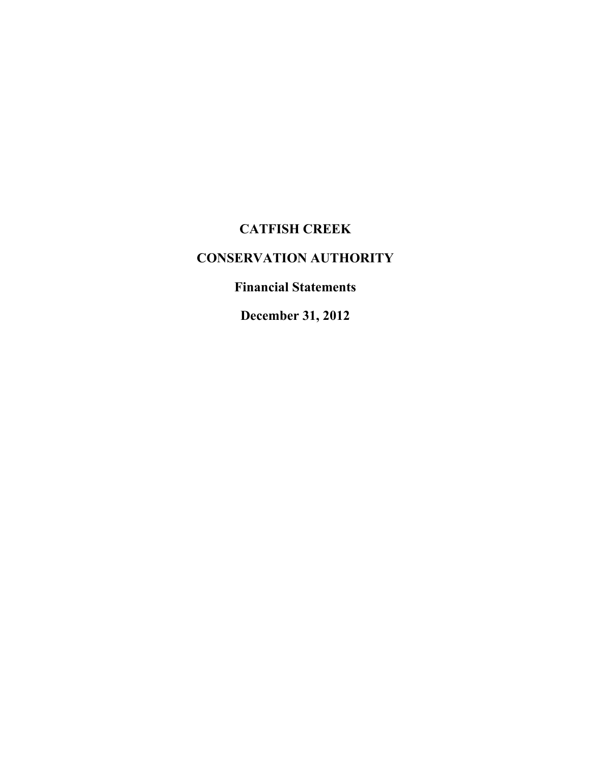# CATFISH CREEK

# CONSERVATION AUTHORITY

## Financial Statements

## December 31, 2012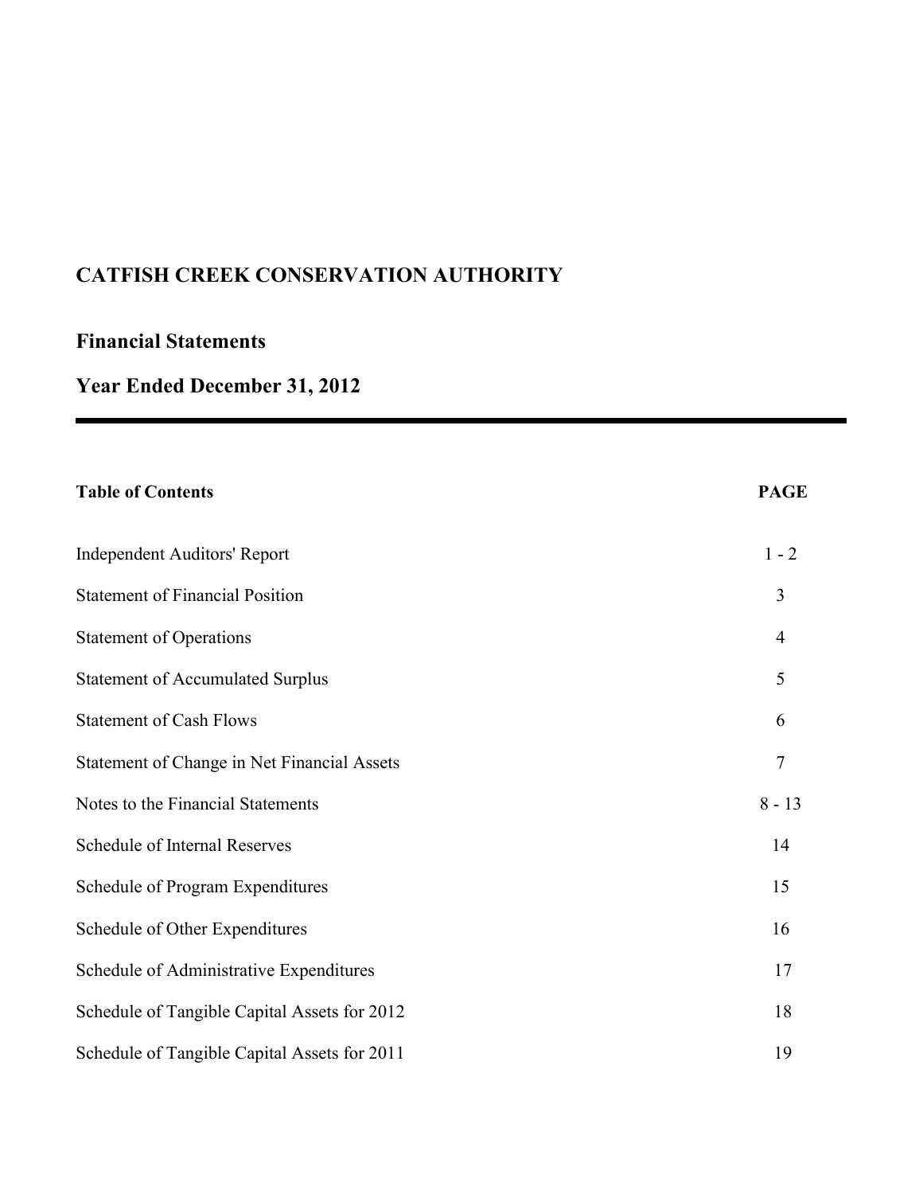# CATFISH CREEK CONSERVATION AUTHORITY

## Financial Statements

## Year Ended December 31, 2012

| **Table of Contents** | **PAGE** |
|---|---|
| Independent Auditors' Report | 1 - 2 |
| Statement of Financial Position | 3 |
| Statement of Operations | 4 |
| Statement of Accumulated Surplus | 5 |
| Statement of Cash Flows | 6 |
| Statement of Change in Net Financial Assets | 7 |
| Notes to the Financial Statements | 8 - 13 |
| Schedule of Internal Reserves | 14 |
| Schedule of Program Expenditures | 15 |
| Schedule of Other Expenditures | 16 |
| Schedule of Administrative Expenditures | 17 |
| Schedule of Tangible Capital Assets for 2012 | 18 |
| Schedule of Tangible Capital Assets for 2011 | 19 |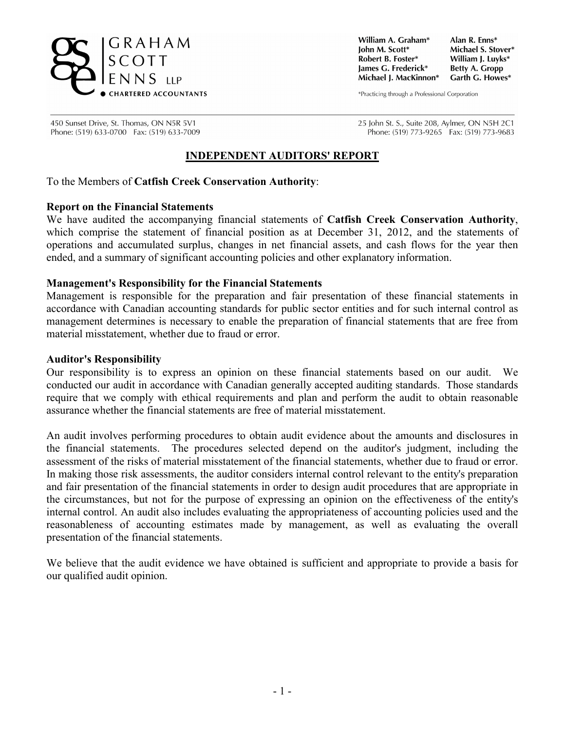GRAHAM
SCOTT
ENNS LLP
CHARTERED ACCOUNTANTS

William A. Graham* Alan R. Enns*
John M. Scott* Michael S. Stover*
Robert B. Foster* William J. Luyks*
James G. Frederick* Betty A. Gropp
Michael J. MacKinnon* Garth G. Howes*

*Practicing through a Professional Corporation

450 Sunset Drive, St. Thomas, ON N5R 5V1
Phone: (519) 633-0700 Fax: (519) 633-7009

25 John St. S., Suite 208, Aylmer, ON N5H 2C1
Phone: (519) 773-9265 Fax: (519) 773-9683

## INDEPENDENT AUDITORS' REPORT

To the Members of **Catfish Creek Conservation Authority**:

**Report on the Financial Statements**
We have audited the accompanying financial statements of **Catfish Creek Conservation Authority**, which comprise the statement of financial position as at December 31, 2012, and the statements of operations and accumulated surplus, changes in net financial assets, and cash flows for the year then ended, and a summary of significant accounting policies and other explanatory information.

**Management's Responsibility for the Financial Statements**
Management is responsible for the preparation and fair presentation of these financial statements in accordance with Canadian accounting standards for public sector entities and for such internal control as management determines is necessary to enable the preparation of financial statements that are free from material misstatement, whether due to fraud or error.

**Auditor's Responsibility**
Our responsibility is to express an opinion on these financial statements based on our audit. We conducted our audit in accordance with Canadian generally accepted auditing standards. Those standards require that we comply with ethical requirements and plan and perform the audit to obtain reasonable assurance whether the financial statements are free of material misstatement.

An audit involves performing procedures to obtain audit evidence about the amounts and disclosures in the financial statements. The procedures selected depend on the auditor's judgment, including the assessment of the risks of material misstatement of the financial statements, whether due to fraud or error. In making those risk assessments, the auditor considers internal control relevant to the entity's preparation and fair presentation of the financial statements in order to design audit procedures that are appropriate in the circumstances, but not for the purpose of expressing an opinion on the effectiveness of the entity's internal control. An audit also includes evaluating the appropriateness of accounting policies used and the reasonableness of accounting estimates made by management, as well as evaluating the overall presentation of the financial statements.

We believe that the audit evidence we have obtained is sufficient and appropriate to provide a basis for our qualified audit opinion.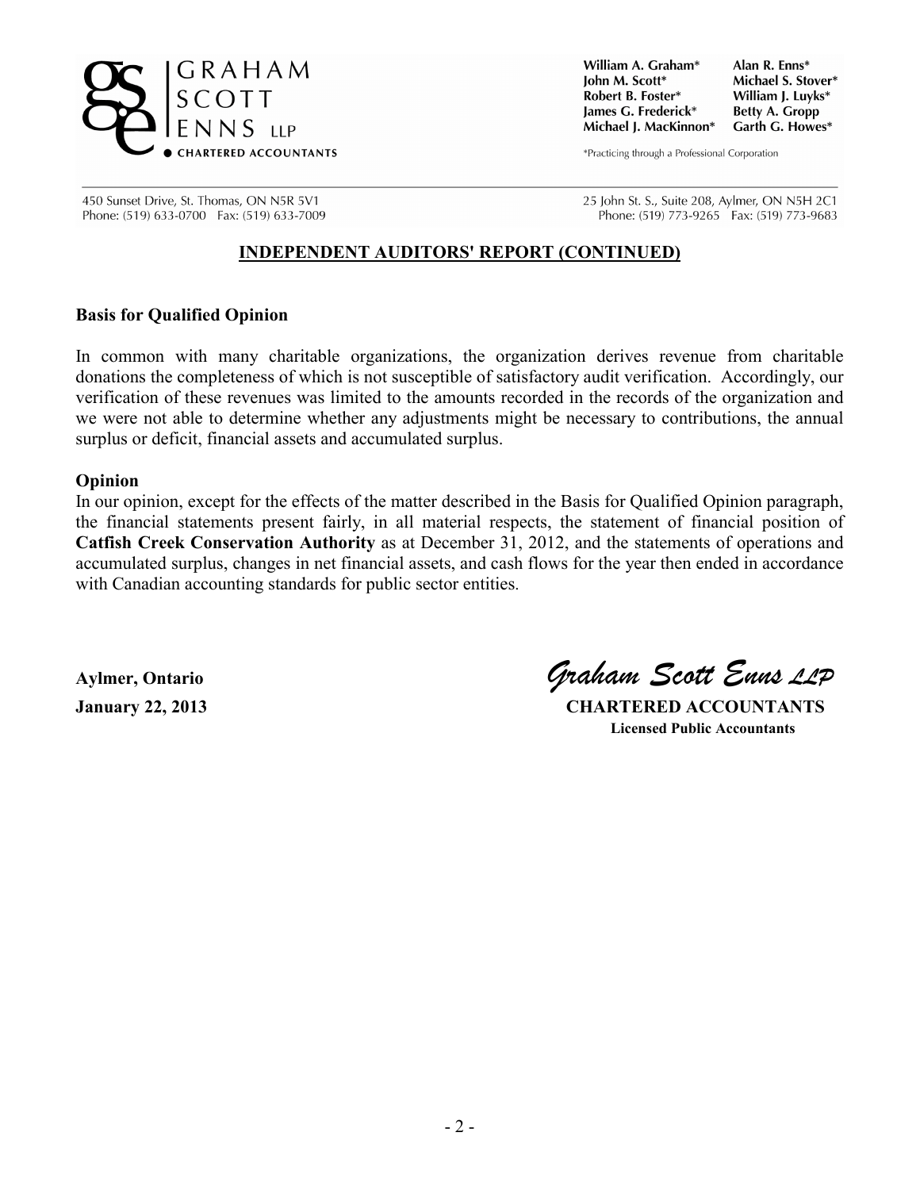GRAHAM
SCOTT
ENNS LLP
CHARTERED ACCOUNTANTS

William A. Graham* | Alan R. Enns*
John M. Scott* | Michael S. Stover*
Robert B. Foster* | William J. Luyks*
James G. Frederick* | Betty A. Gropp
Michael J. MacKinnon* | Garth G. Howes*

*Practicing through a Professional Corporation

450 Sunset Drive, St. Thomas, ON N5R 5V1
Phone: (519) 633-0700 Fax: (519) 633-7009

25 John St. S., Suite 208, Aylmer, ON N5H 2C1
Phone: (519) 773-9265 Fax: (519) 773-9683

## INDEPENDENT AUDITORS' REPORT (CONTINUED)

**Basis for Qualified Opinion**

In common with many charitable organizations, the organization derives revenue from charitable donations the completeness of which is not susceptible of satisfactory audit verification. Accordingly, our verification of these revenues was limited to the amounts recorded in the records of the organization and we were not able to determine whether any adjustments might be necessary to contributions, the annual surplus or deficit, financial assets and accumulated surplus.

**Opinion**

In our opinion, except for the effects of the matter described in the Basis for Qualified Opinion paragraph, the financial statements present fairly, in all material respects, the statement of financial position of **Catfish Creek Conservation Authority** as at December 31, 2012, and the statements of operations and accumulated surplus, changes in net financial assets, and cash flows for the year then ended in accordance with Canadian accounting standards for public sector entities.

**Aylmer, Ontario**
**January 22, 2013**

*Graham Scott Enns LLP*
**CHARTERED ACCOUNTANTS**
**Licensed Public Accountants**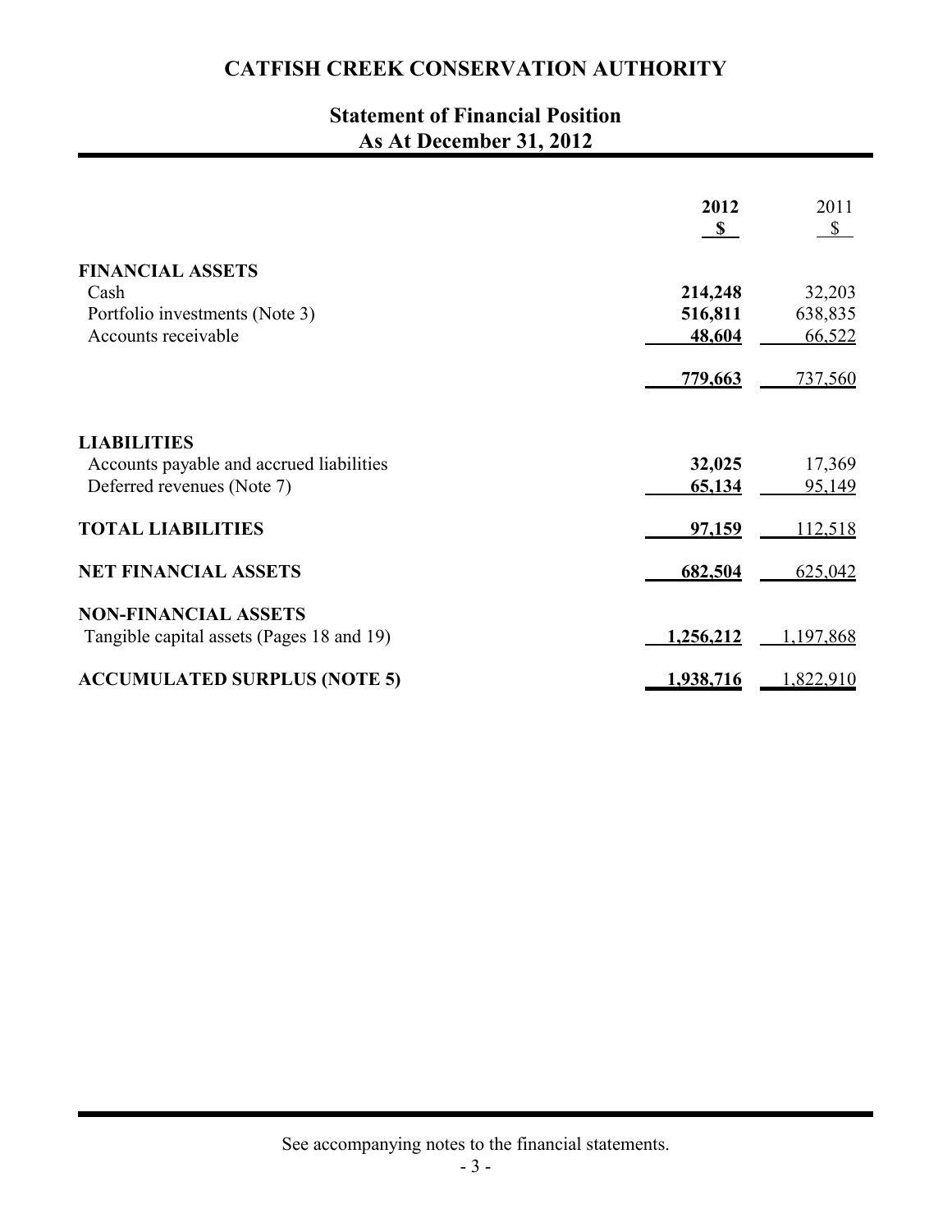# CATFISH CREEK CONSERVATION AUTHORITY

## Statement of Financial Position
## As At December 31, 2012

| | **2012** | 2011 |
|---|---|---|
| | **$** | $ |
| **FINANCIAL ASSETS** | | |
| Cash | **214,248** | 32,203 |
| Portfolio investments (Note 3) | **516,811** | 638,835 |
| Accounts receivable | **48,604** | 66,522 |
| | **779,663** | 737,560 |
| **LIABILITIES** | | |
| Accounts payable and accrued liabilities | **32,025** | 17,369 |
| Deferred revenues (Note 7) | **65,134** | 95,149 |
| **TOTAL LIABILITIES** | **97,159** | 112,518 |
| **NET FINANCIAL ASSETS** | **682,504** | 625,042 |
| **NON-FINANCIAL ASSETS** | | |
| Tangible capital assets (Pages 18 and 19) | **1,256,212** | 1,197,868 |
| **ACCUMULATED SURPLUS (NOTE 5)** | **1,938,716** | 1,822,910 |

See accompanying notes to the financial statements.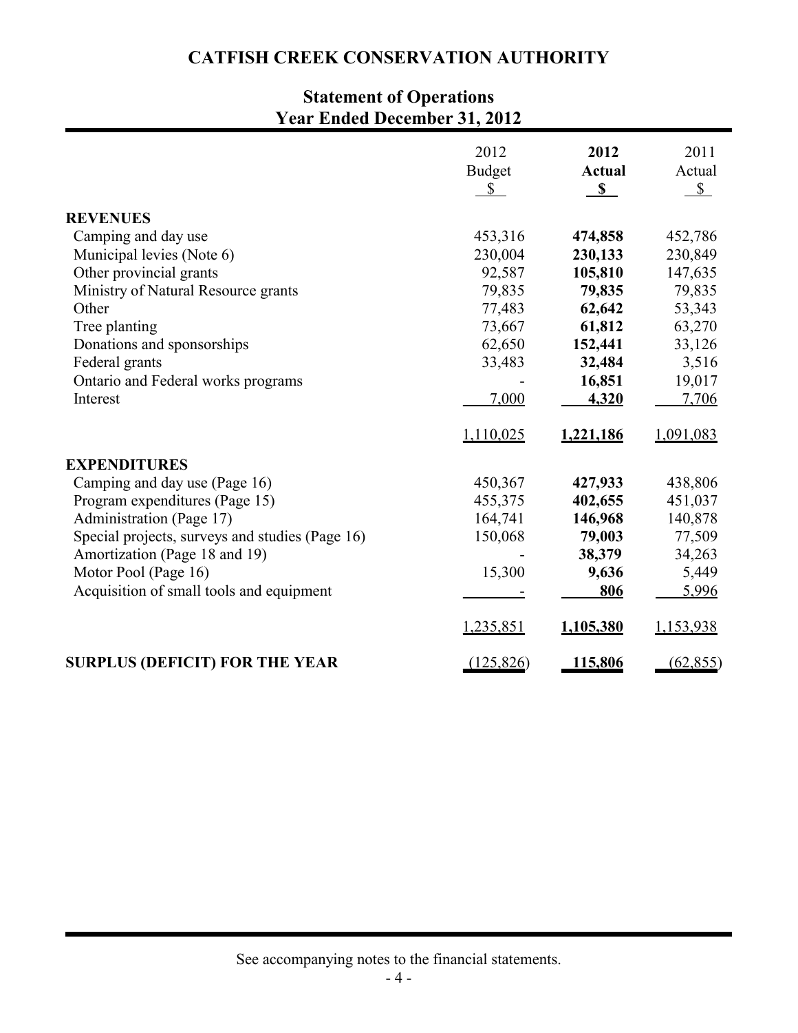# CATFISH CREEK CONSERVATION AUTHORITY

## Statement of Operations
## Year Ended December 31, 2012

| | 2012 Budget $ | **2012 Actual $** | 2011 Actual $ |
|---|---|---|---|
| **REVENUES** | | | |
| Camping and day use | 453,316 | **474,858** | 452,786 |
| Municipal levies (Note 6) | 230,004 | **230,133** | 230,849 |
| Other provincial grants | 92,587 | **105,810** | 147,635 |
| Ministry of Natural Resource grants | 79,835 | **79,835** | 79,835 |
| Other | 77,483 | **62,642** | 53,343 |
| Tree planting | 73,667 | **61,812** | 63,270 |
| Donations and sponsorships | 62,650 | **152,441** | 33,126 |
| Federal grants | 33,483 | **32,484** | 3,516 |
| Ontario and Federal works programs | - | **16,851** | 19,017 |
| Interest | 7,000 | **4,320** | 7,706 |
| | 1,110,025 | **1,221,186** | 1,091,083 |
| **EXPENDITURES** | | | |
| Camping and day use (Page 16) | 450,367 | **427,933** | 438,806 |
| Program expenditures (Page 15) | 455,375 | **402,655** | 451,037 |
| Administration (Page 17) | 164,741 | **146,968** | 140,878 |
| Special projects, surveys and studies (Page 16) | 150,068 | **79,003** | 77,509 |
| Amortization (Page 18 and 19) | - | **38,379** | 34,263 |
| Motor Pool (Page 16) | 15,300 | **9,636** | 5,449 |
| Acquisition of small tools and equipment | - | **806** | 5,996 |
| | 1,235,851 | **1,105,380** | 1,153,938 |
| **SURPLUS (DEFICIT) FOR THE YEAR** | (125,826) | **115,806** | (62,855) |

See accompanying notes to the financial statements.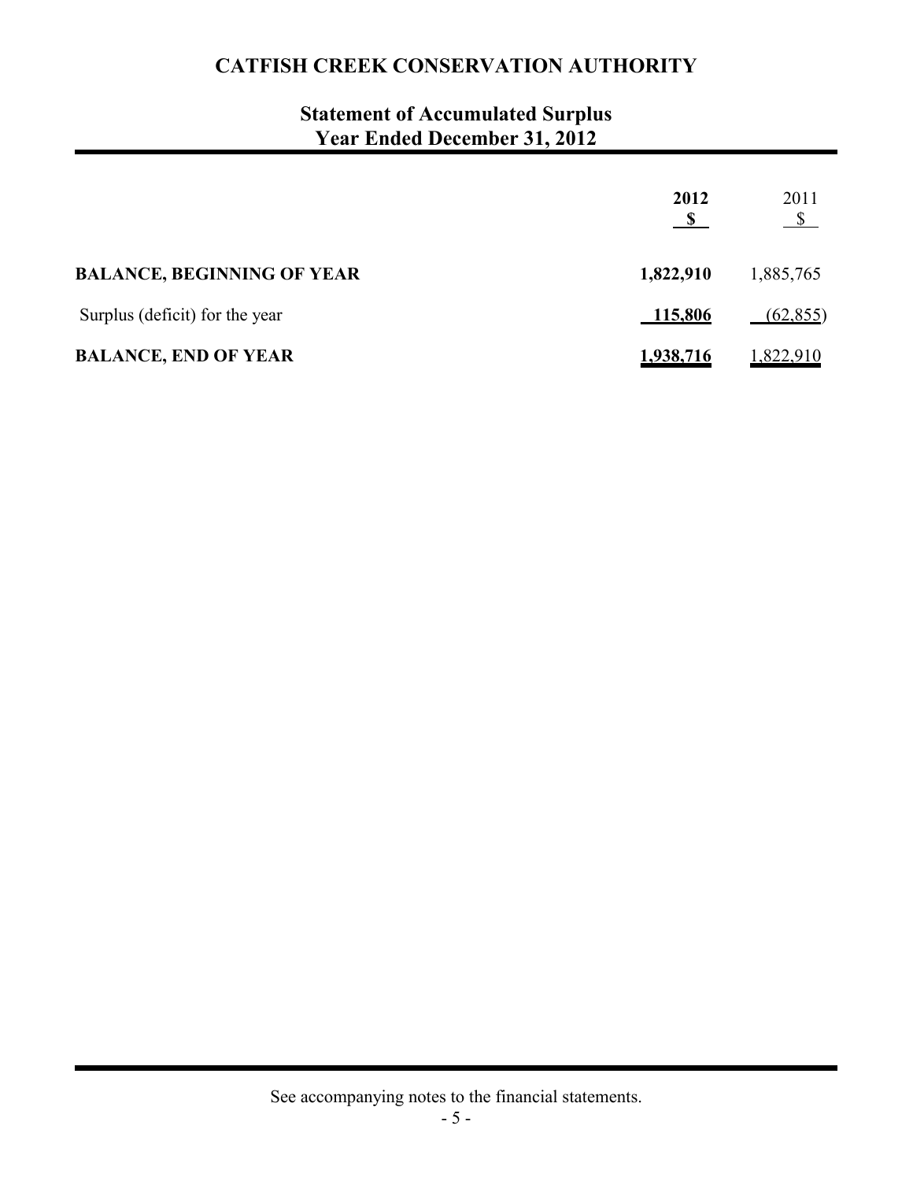# CATFISH CREEK CONSERVATION AUTHORITY

## Statement of Accumulated Surplus
## Year Ended December 31, 2012

| | 2012<br>$ | 2011<br>$ |
|---|---|---|
| **BALANCE, BEGINNING OF YEAR** | **1,822,910** | 1,885,765 |
| Surplus (deficit) for the year | **115,806** | (62,855) |
| **BALANCE, END OF YEAR** | **1,938,716** | 1,822,910 |

See accompanying notes to the financial statements.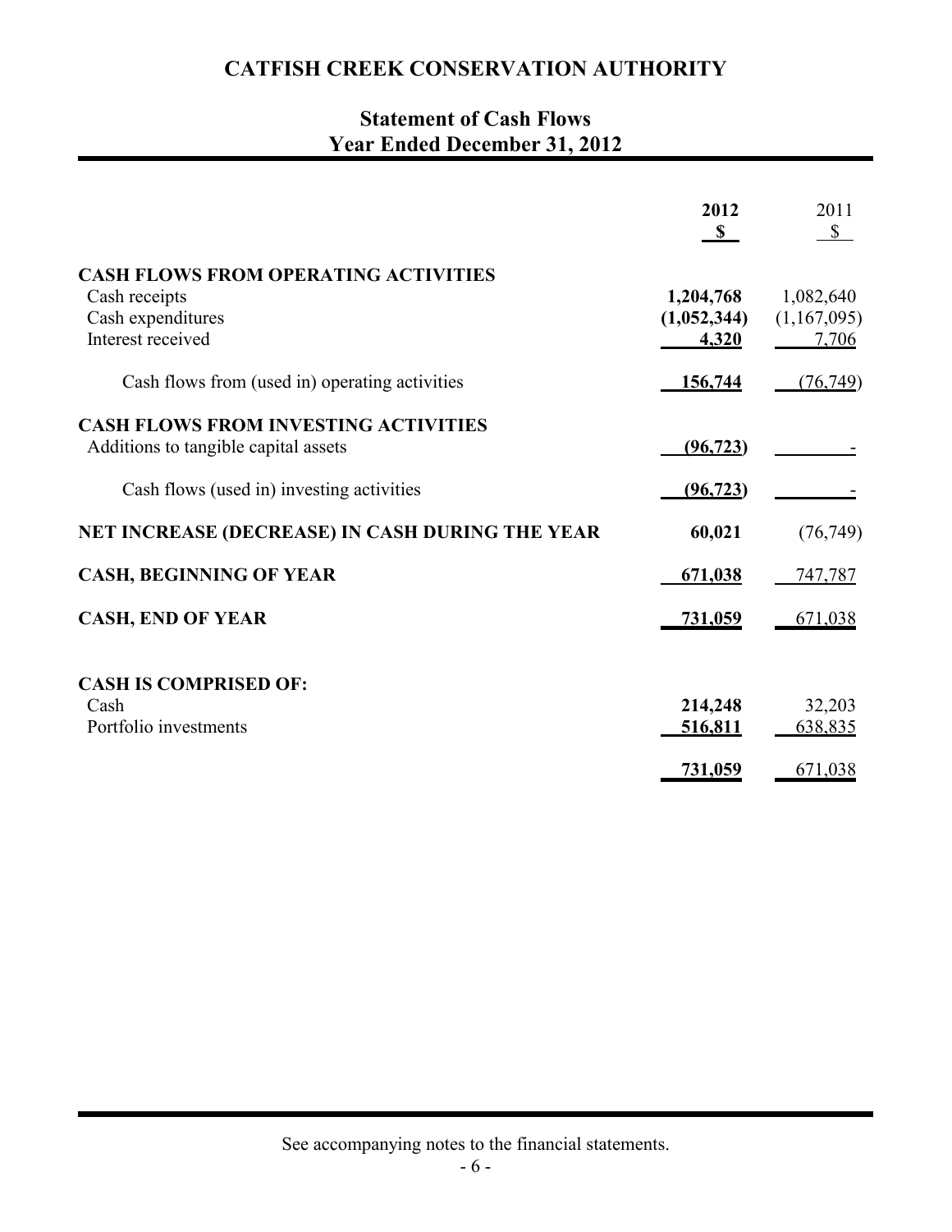# CATFISH CREEK CONSERVATION AUTHORITY

## Statement of Cash Flows
## Year Ended December 31, 2012

| | **2012** **$** | 2011 $ |
|---|---|---|
| **CASH FLOWS FROM OPERATING ACTIVITIES** | | |
| Cash receipts | **1,204,768** | 1,082,640 |
| Cash expenditures | **(1,052,344)** | (1,167,095) |
| Interest received | **4,320** | 7,706 |
| Cash flows from (used in) operating activities | **156,744** | (76,749) |
| **CASH FLOWS FROM INVESTING ACTIVITIES** | | |
| Additions to tangible capital assets | **(96,723)** | - |
| Cash flows (used in) investing activities | **(96,723)** | - |
| **NET INCREASE (DECREASE) IN CASH DURING THE YEAR** | **60,021** | (76,749) |
| **CASH, BEGINNING OF YEAR** | **671,038** | 747,787 |
| **CASH, END OF YEAR** | **731,059** | 671,038 |
| **CASH IS COMPRISED OF:** | | |
| Cash | **214,248** | 32,203 |
| Portfolio investments | **516,811** | 638,835 |
| | **731,059** | 671,038 |

See accompanying notes to the financial statements.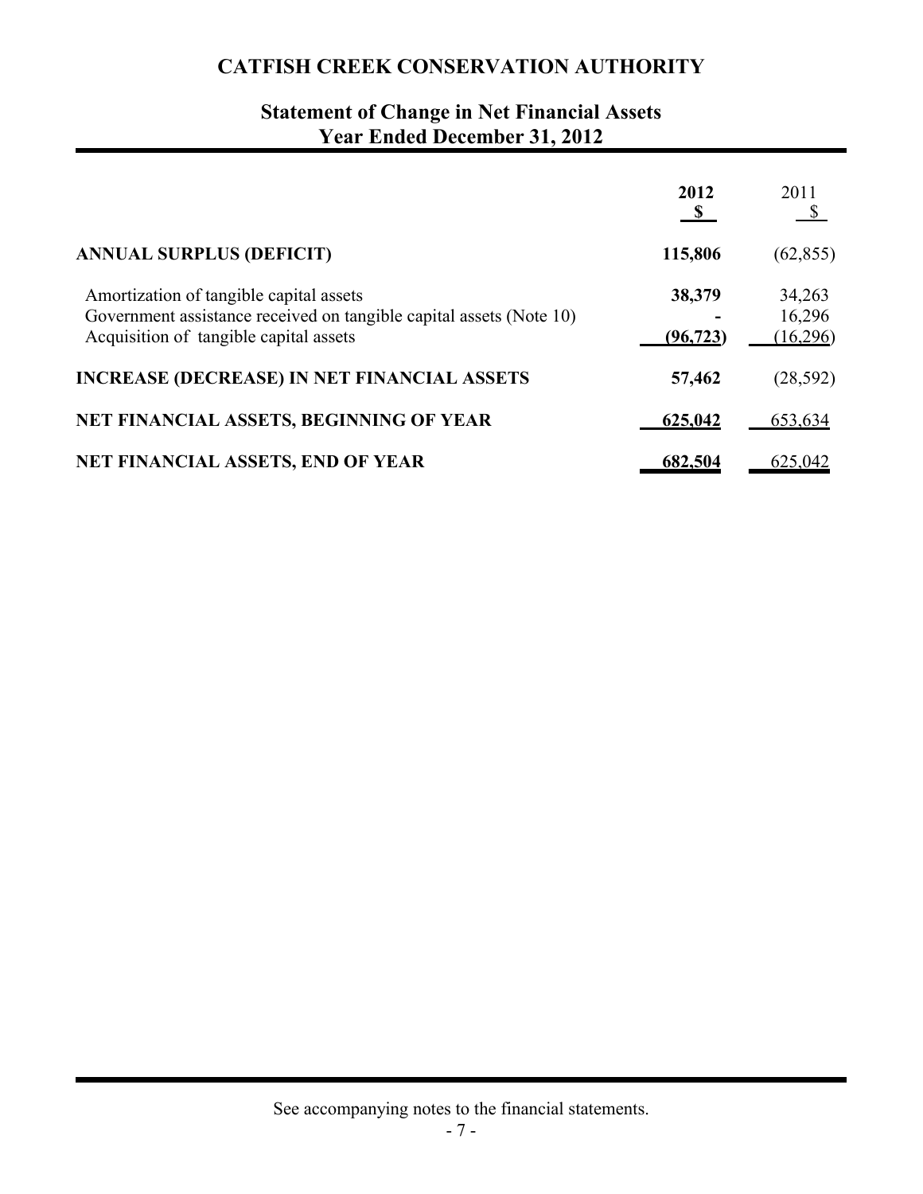# CATFISH CREEK CONSERVATION AUTHORITY

## Statement of Change in Net Financial Assets
## Year Ended December 31, 2012

| | **2012** **$** | 2011 $ |
|---|---|---|
| **ANNUAL SURPLUS (DEFICIT)** | **115,806** | (62,855) |
| Amortization of tangible capital assets | **38,379** | 34,263 |
| Government assistance received on tangible capital assets (Note 10) | **-** | 16,296 |
| Acquisition of tangible capital assets | **(96,723)** | (16,296) |
| **INCREASE (DECREASE) IN NET FINANCIAL ASSETS** | **57,462** | (28,592) |
| **NET FINANCIAL ASSETS, BEGINNING OF YEAR** | **625,042** | 653,634 |
| **NET FINANCIAL ASSETS, END OF YEAR** | **682,504** | 625,042 |

See accompanying notes to the financial statements.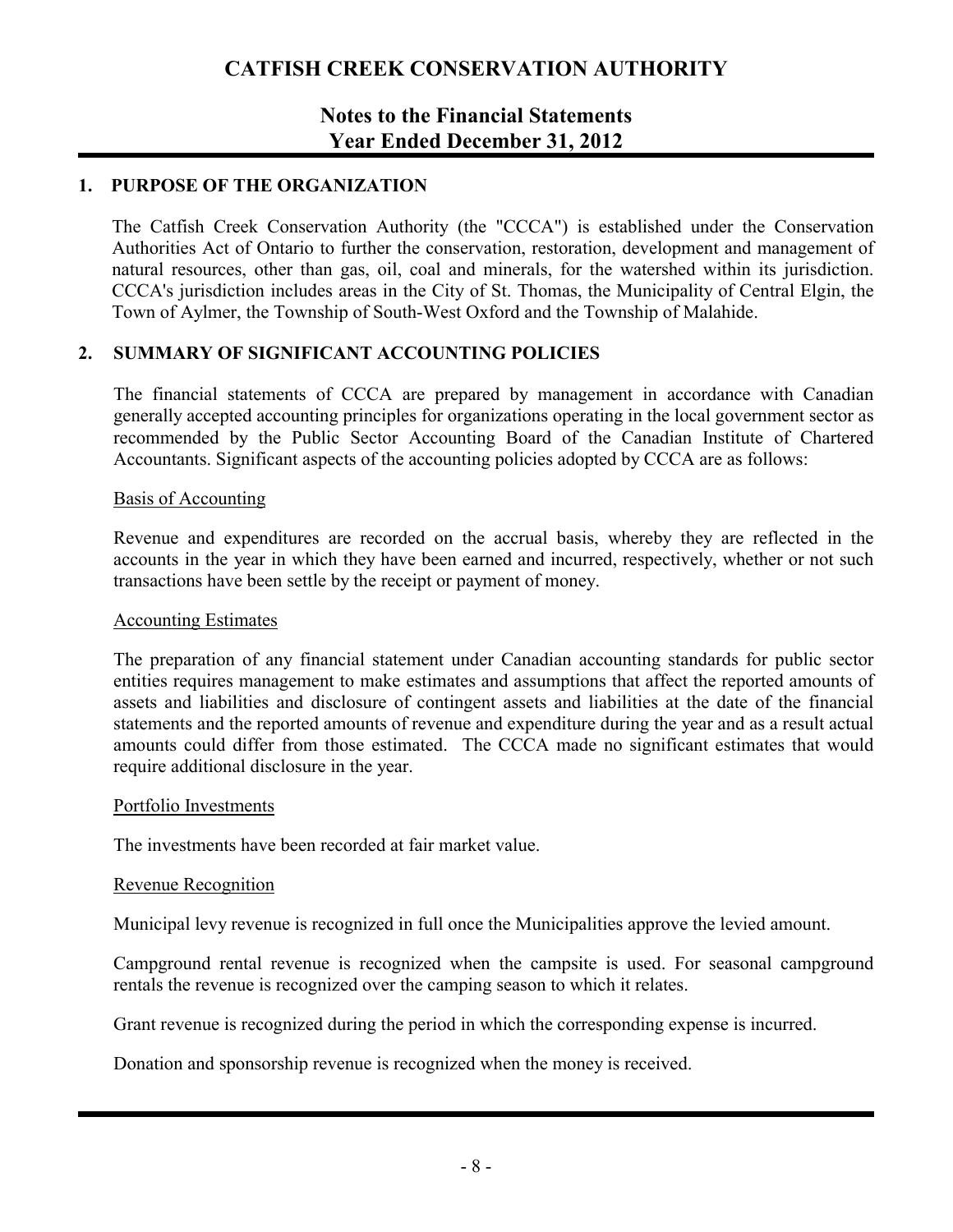# CATFISH CREEK CONSERVATION AUTHORITY

## Notes to the Financial Statements
## Year Ended December 31, 2012

### 1. PURPOSE OF THE ORGANIZATION

The Catfish Creek Conservation Authority (the "CCCA") is established under the Conservation Authorities Act of Ontario to further the conservation, restoration, development and management of natural resources, other than gas, oil, coal and minerals, for the watershed within its jurisdiction. CCCA's jurisdiction includes areas in the City of St. Thomas, the Municipality of Central Elgin, the Town of Aylmer, the Township of South-West Oxford and the Township of Malahide.

### 2. SUMMARY OF SIGNIFICANT ACCOUNTING POLICIES

The financial statements of CCCA are prepared by management in accordance with Canadian generally accepted accounting principles for organizations operating in the local government sector as recommended by the Public Sector Accounting Board of the Canadian Institute of Chartered Accountants. Significant aspects of the accounting policies adopted by CCCA are as follows:

#### Basis of Accounting

Revenue and expenditures are recorded on the accrual basis, whereby they are reflected in the accounts in the year in which they have been earned and incurred, respectively, whether or not such transactions have been settle by the receipt or payment of money.

#### Accounting Estimates

The preparation of any financial statement under Canadian accounting standards for public sector entities requires management to make estimates and assumptions that affect the reported amounts of assets and liabilities and disclosure of contingent assets and liabilities at the date of the financial statements and the reported amounts of revenue and expenditure during the year and as a result actual amounts could differ from those estimated. The CCCA made no significant estimates that would require additional disclosure in the year.

#### Portfolio Investments

The investments have been recorded at fair market value.

#### Revenue Recognition

Municipal levy revenue is recognized in full once the Municipalities approve the levied amount.

Campground rental revenue is recognized when the campsite is used. For seasonal campground rentals the revenue is recognized over the camping season to which it relates.

Grant revenue is recognized during the period in which the corresponding expense is incurred.

Donation and sponsorship revenue is recognized when the money is received.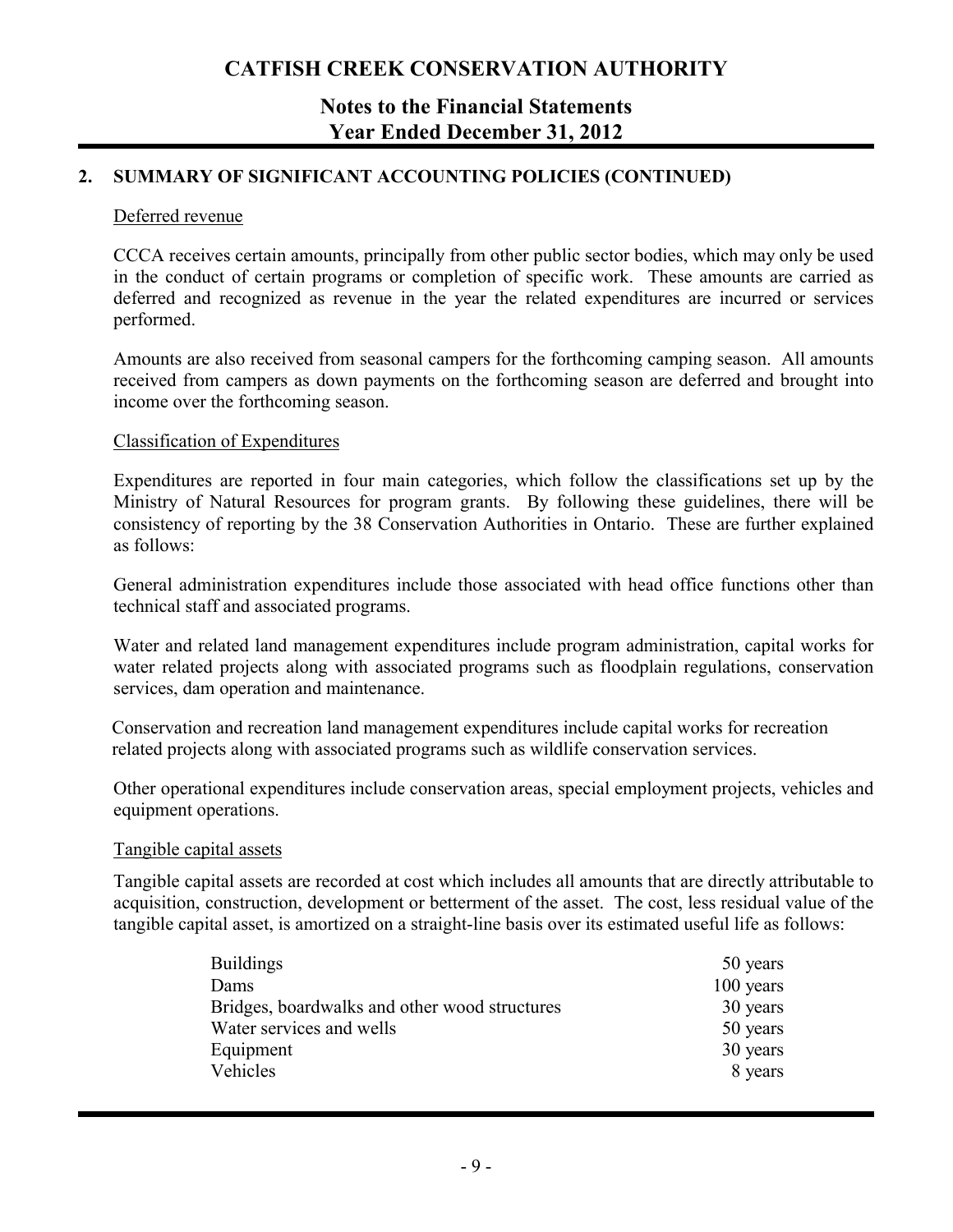## 2. SUMMARY OF SIGNIFICANT ACCOUNTING POLICIES (CONTINUED)

### Deferred revenue

CCCA receives certain amounts, principally from other public sector bodies, which may only be used in the conduct of certain programs or completion of specific work. These amounts are carried as deferred and recognized as revenue in the year the related expenditures are incurred or services performed.

Amounts are also received from seasonal campers for the forthcoming camping season. All amounts received from campers as down payments on the forthcoming season are deferred and brought into income over the forthcoming season.

### Classification of Expenditures

Expenditures are reported in four main categories, which follow the classifications set up by the Ministry of Natural Resources for program grants. By following these guidelines, there will be consistency of reporting by the 38 Conservation Authorities in Ontario. These are further explained as follows:

General administration expenditures include those associated with head office functions other than technical staff and associated programs.

Water and related land management expenditures include program administration, capital works for water related projects along with associated programs such as floodplain regulations, conservation services, dam operation and maintenance.

Conservation and recreation land management expenditures include capital works for recreation related projects along with associated programs such as wildlife conservation services.

Other operational expenditures include conservation areas, special employment projects, vehicles and equipment operations.

### Tangible capital assets

Tangible capital assets are recorded at cost which includes all amounts that are directly attributable to acquisition, construction, development or betterment of the asset. The cost, less residual value of the tangible capital asset, is amortized on a straight-line basis over its estimated useful life as follows:

| | |
|---|---|
| Buildings | 50 years |
| Dams | 100 years |
| Bridges, boardwalks and other wood structures | 30 years |
| Water services and wells | 50 years |
| Equipment | 30 years |
| Vehicles | 8 years |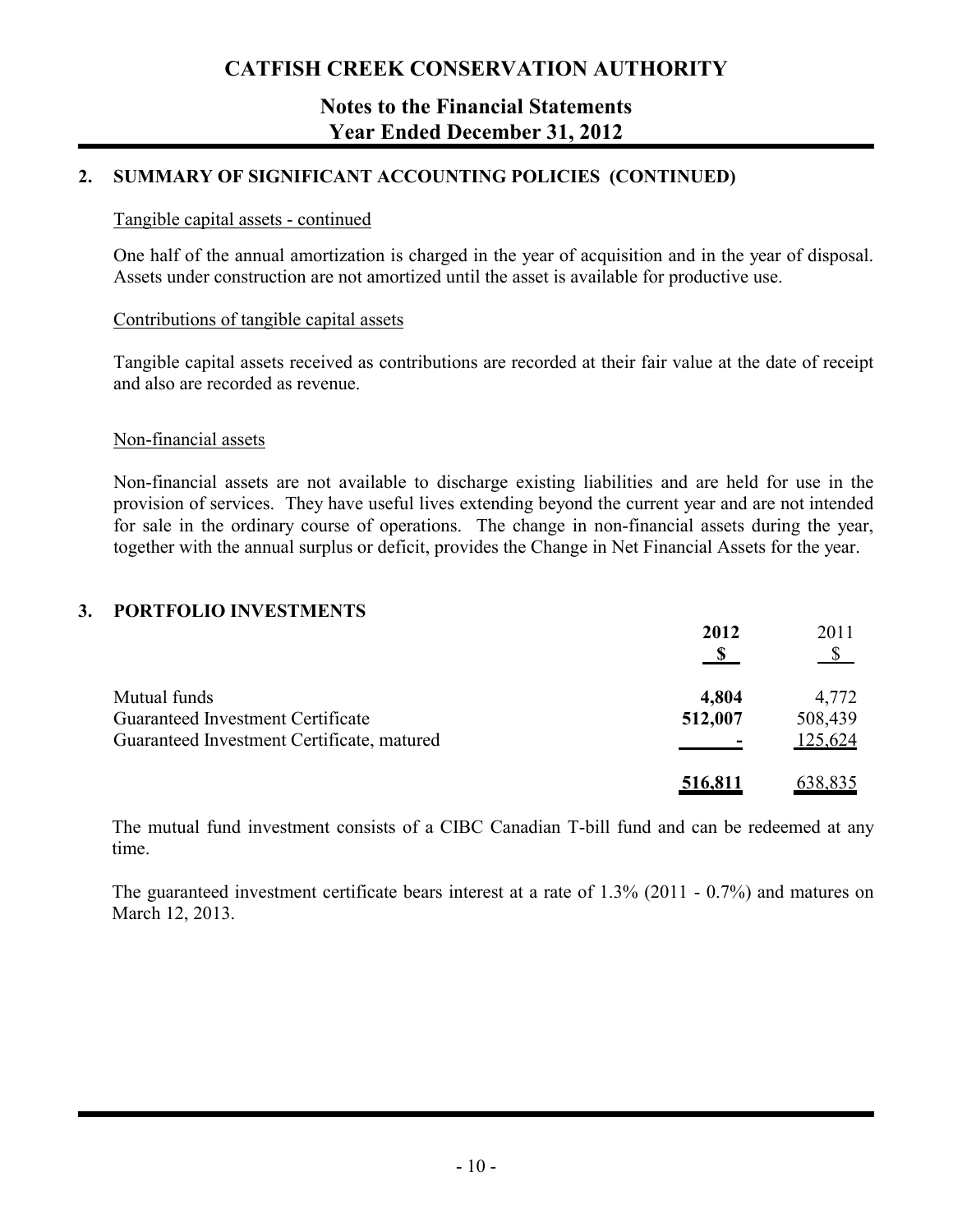## 2. SUMMARY OF SIGNIFICANT ACCOUNTING POLICIES (CONTINUED)

Tangible capital assets - continued

One half of the annual amortization is charged in the year of acquisition and in the year of disposal. Assets under construction are not amortized until the asset is available for productive use.

Contributions of tangible capital assets

Tangible capital assets received as contributions are recorded at their fair value at the date of receipt and also are recorded as revenue.

Non-financial assets

Non-financial assets are not available to discharge existing liabilities and are held for use in the provision of services. They have useful lives extending beyond the current year and are not intended for sale in the ordinary course of operations. The change in non-financial assets during the year, together with the annual surplus or deficit, provides the Change in Net Financial Assets for the year.

## 3. PORTFOLIO INVESTMENTS

| | **2012** | 2011 |
|---|---|---|
| | **$** | $ |
| Mutual funds | **4,804** | 4,772 |
| Guaranteed Investment Certificate | **512,007** | 508,439 |
| Guaranteed Investment Certificate, matured | **-** | 125,624 |
| | **516,811** | 638,835 |

The mutual fund investment consists of a CIBC Canadian T-bill fund and can be redeemed at any time.

The guaranteed investment certificate bears interest at a rate of 1.3% (2011 - 0.7%) and matures on March 12, 2013.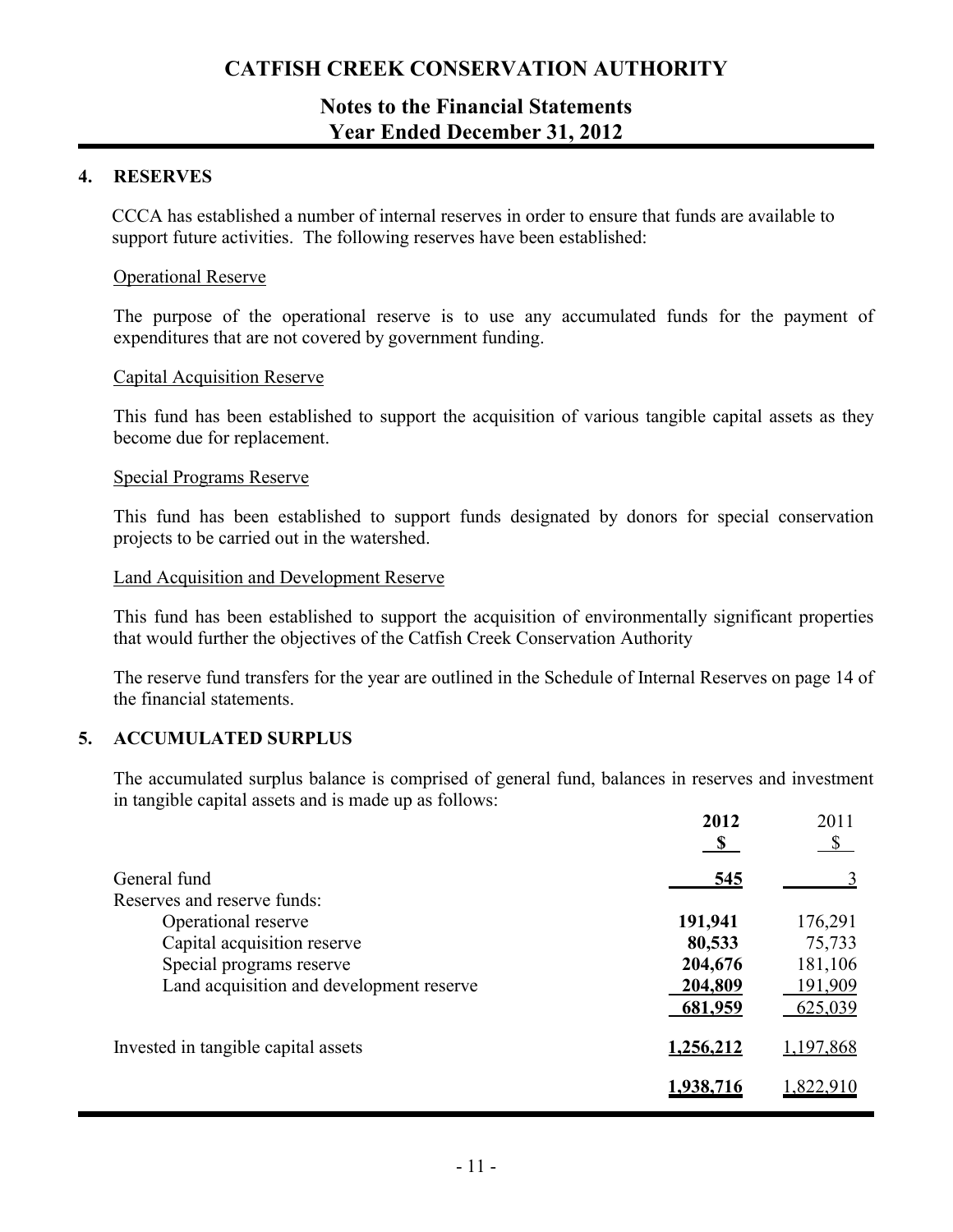# CATFISH CREEK CONSERVATION AUTHORITY

## Notes to the Financial Statements
## Year Ended December 31, 2012

### 4. RESERVES

CCCA has established a number of internal reserves in order to ensure that funds are available to support future activities. The following reserves have been established:

Operational Reserve

The purpose of the operational reserve is to use any accumulated funds for the payment of expenditures that are not covered by government funding.

Capital Acquisition Reserve

This fund has been established to support the acquisition of various tangible capital assets as they become due for replacement.

Special Programs Reserve

This fund has been established to support funds designated by donors for special conservation projects to be carried out in the watershed.

Land Acquisition and Development Reserve

This fund has been established to support the acquisition of environmentally significant properties that would further the objectives of the Catfish Creek Conservation Authority

The reserve fund transfers for the year are outlined in the Schedule of Internal Reserves on page 14 of the financial statements.

### 5. ACCUMULATED SURPLUS

The accumulated surplus balance is comprised of general fund, balances in reserves and investment in tangible capital assets and is made up as follows:

| | **2012** | 2011 |
|---|---|---|
| | **$** | $ |
| General fund | **545** | 3 |
| Reserves and reserve funds: | | |
| Operational reserve | **191,941** | 176,291 |
| Capital acquisition reserve | **80,533** | 75,733 |
| Special programs reserve | **204,676** | 181,106 |
| Land acquisition and development reserve | **204,809** | 191,909 |
| | **681,959** | 625,039 |
| Invested in tangible capital assets | **1,256,212** | 1,197,868 |
| | **1,938,716** | 1,822,910 |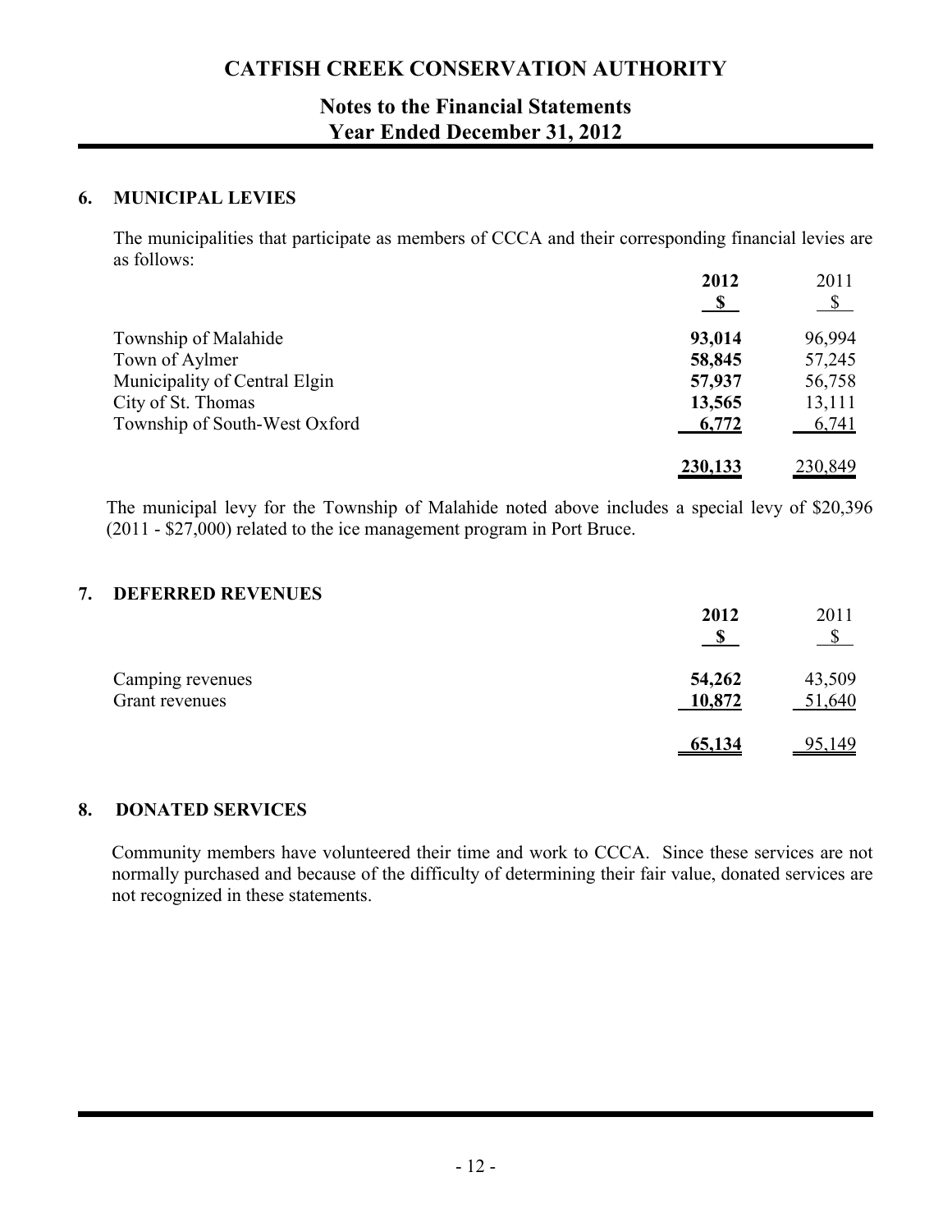## 6. MUNICIPAL LEVIES

The municipalities that participate as members of CCCA and their corresponding financial levies are as follows:

| | 2012<br>$ | 2011<br>$ |
|---|---|---|
| Township of Malahide | **93,014** | 96,994 |
| Town of Aylmer | **58,845** | 57,245 |
| Municipality of Central Elgin | **57,937** | 56,758 |
| City of St. Thomas | **13,565** | 13,111 |
| Township of South-West Oxford | **6,772** | 6,741 |
| | **230,133** | 230,849 |

The municipal levy for the Township of Malahide noted above includes a special levy of $20,396 (2011 - $27,000) related to the ice management program in Port Bruce.

## 7. DEFERRED REVENUES

| | 2012<br>$ | 2011<br>$ |
|---|---|---|
| Camping revenues | **54,262** | 43,509 |
| Grant revenues | **10,872** | 51,640 |
| | **65,134** | 95,149 |

## 8. DONATED SERVICES

Community members have volunteered their time and work to CCCA. Since these services are not normally purchased and because of the difficulty of determining their fair value, donated services are not recognized in these statements.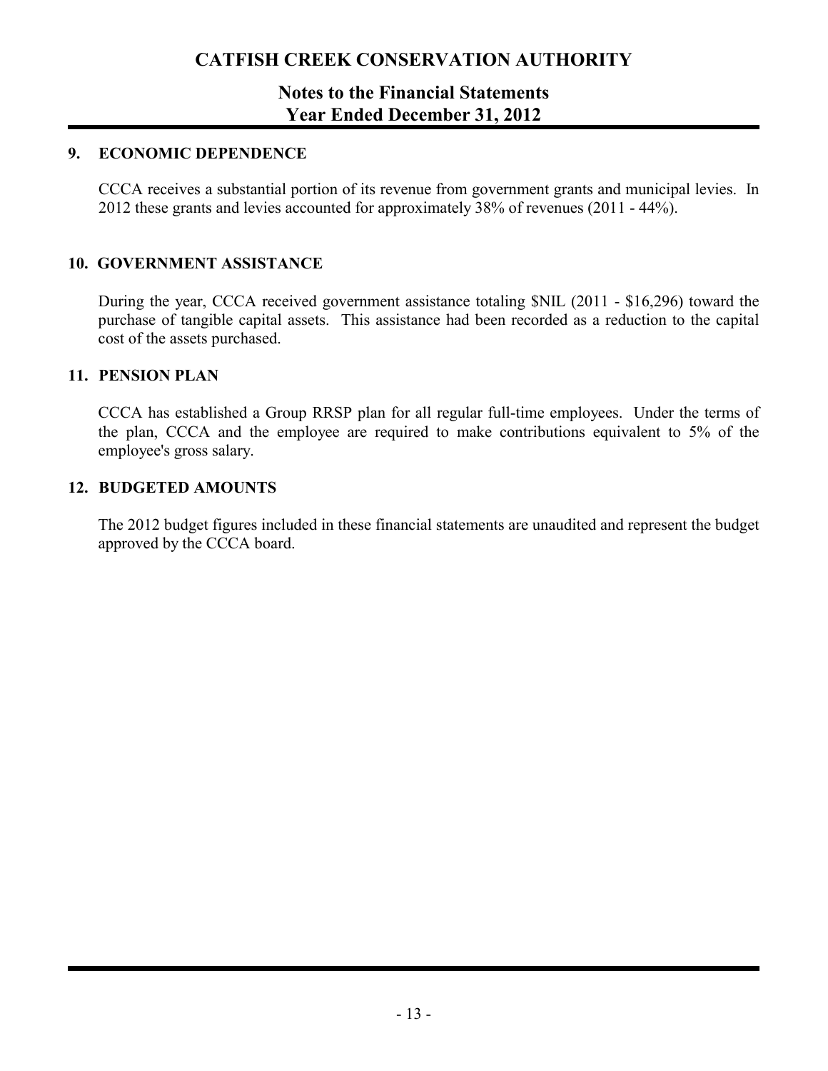## 9. ECONOMIC DEPENDENCE

CCCA receives a substantial portion of its revenue from government grants and municipal levies. In 2012 these grants and levies accounted for approximately 38% of revenues (2011 - 44%).

## 10. GOVERNMENT ASSISTANCE

During the year, CCCA received government assistance totaling $NIL (2011 - $16,296) toward the purchase of tangible capital assets. This assistance had been recorded as a reduction to the capital cost of the assets purchased.

## 11. PENSION PLAN

CCCA has established a Group RRSP plan for all regular full-time employees. Under the terms of the plan, CCCA and the employee are required to make contributions equivalent to 5% of the employee's gross salary.

## 12. BUDGETED AMOUNTS

The 2012 budget figures included in these financial statements are unaudited and represent the budget approved by the CCCA board.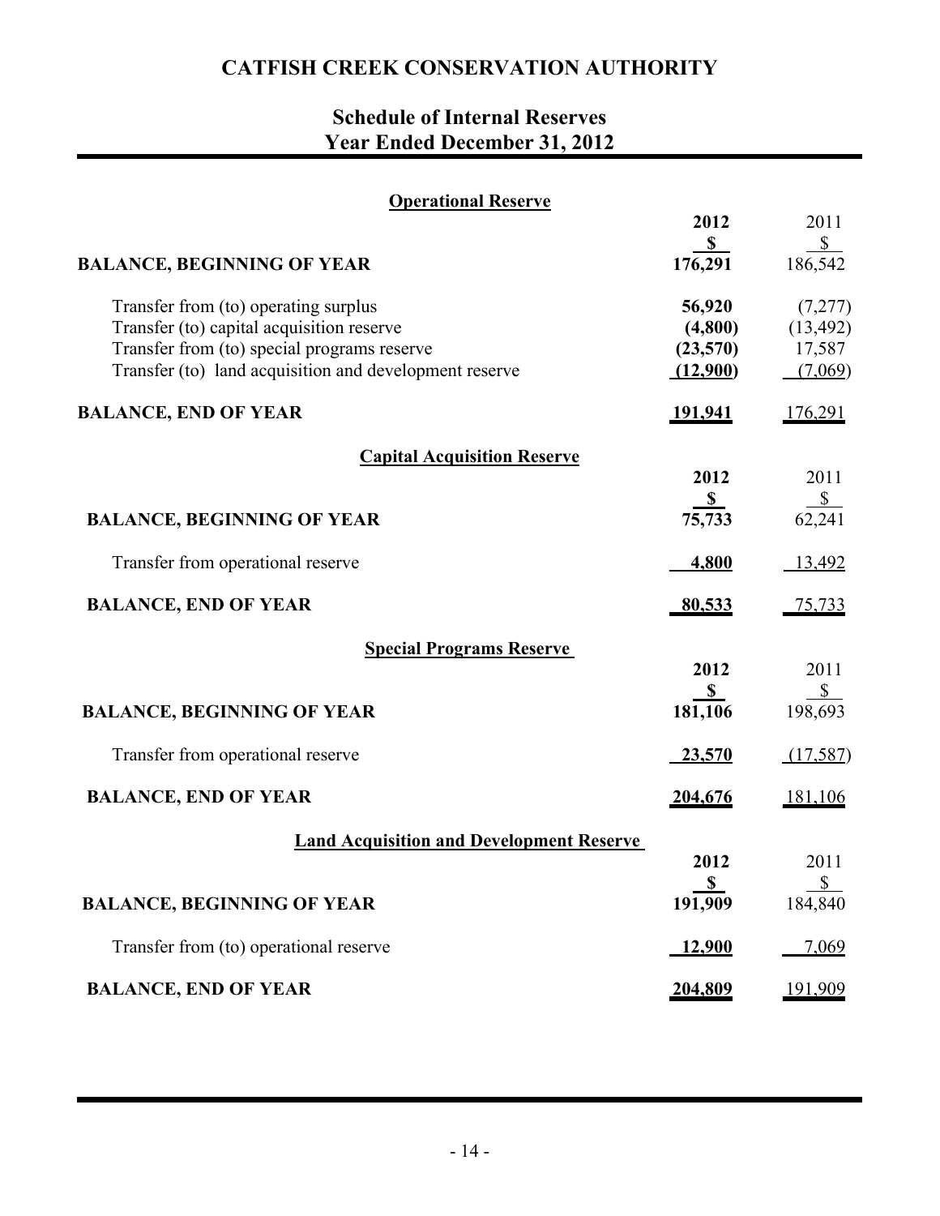# CATFISH CREEK CONSERVATION AUTHORITY

## Schedule of Internal Reserves
## Year Ended December 31, 2012

### Operational Reserve

| | 2012 | 2011 |
|---|---|---|
| | **$** | $ |
| **BALANCE, BEGINNING OF YEAR** | **176,291** | 186,542 |
| Transfer from (to) operating surplus | **56,920** | (7,277) |
| Transfer (to) capital acquisition reserve | **(4,800)** | (13,492) |
| Transfer from (to) special programs reserve | **(23,570)** | 17,587 |
| Transfer (to) land acquisition and development reserve | **(12,900)** | (7,069) |
| **BALANCE, END OF YEAR** | **191,941** | 176,291 |

### Capital Acquisition Reserve

| | 2012 | 2011 |
|---|---|---|
| | **$** | $ |
| **BALANCE, BEGINNING OF YEAR** | **75,733** | 62,241 |
| Transfer from operational reserve | **4,800** | 13,492 |
| **BALANCE, END OF YEAR** | **80,533** | 75,733 |

### Special Programs Reserve

| | 2012 | 2011 |
|---|---|---|
| | **$** | $ |
| **BALANCE, BEGINNING OF YEAR** | **181,106** | 198,693 |
| Transfer from operational reserve | **23,570** | (17,587) |
| **BALANCE, END OF YEAR** | **204,676** | 181,106 |

### Land Acquisition and Development Reserve

| | 2012 | 2011 |
|---|---|---|
| | **$** | $ |
| **BALANCE, BEGINNING OF YEAR** | **191,909** | 184,840 |
| Transfer from (to) operational reserve | **12,900** | 7,069 |
| **BALANCE, END OF YEAR** | **204,809** | 191,909 |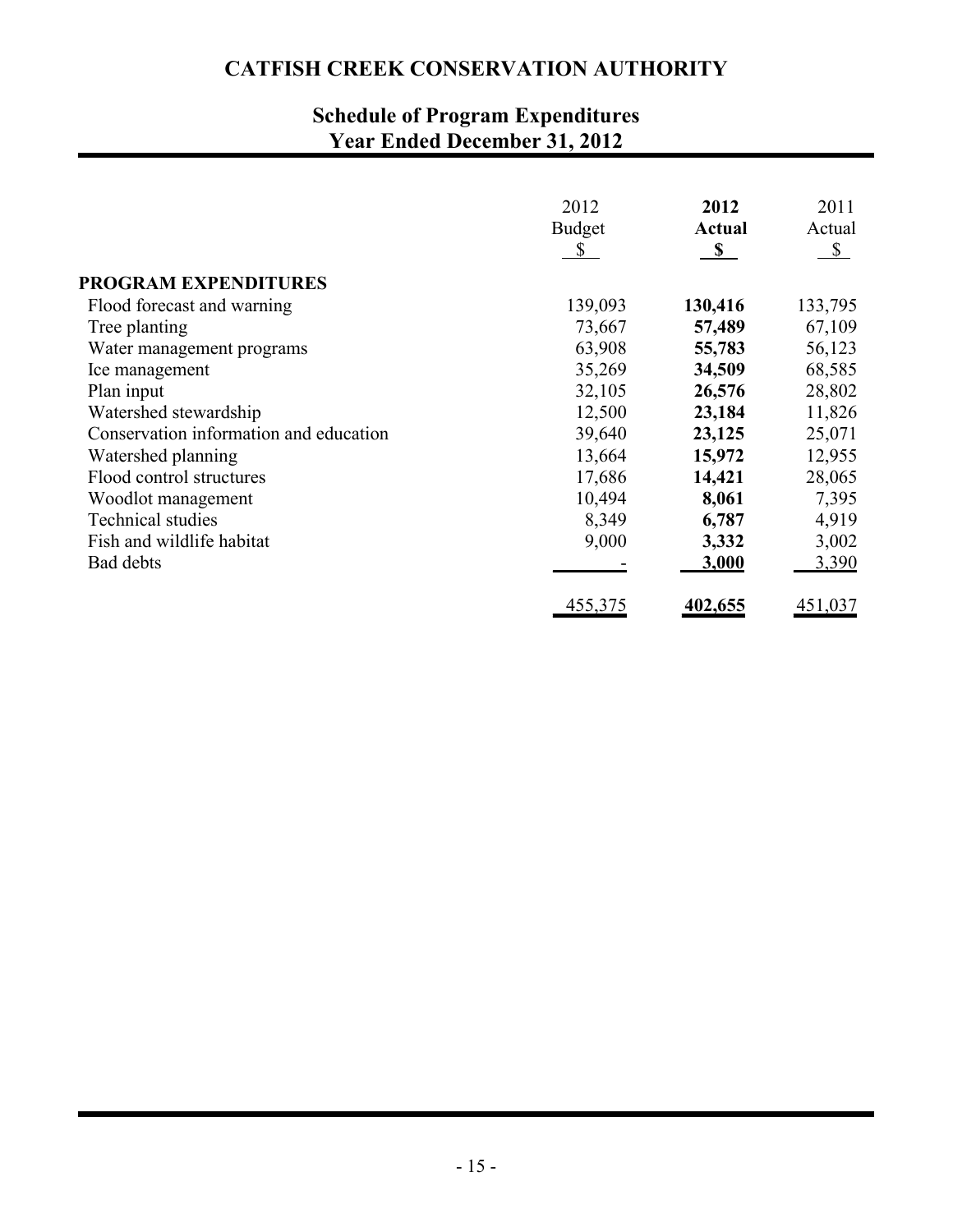# CATFISH CREEK CONSERVATION AUTHORITY

## Schedule of Program Expenditures
## Year Ended December 31, 2012

| | 2012 Budget $ | **2012 Actual $** | 2011 Actual $ |
|---|---|---|---|
| **PROGRAM EXPENDITURES** | | | |
| Flood forecast and warning | 139,093 | **130,416** | 133,795 |
| Tree planting | 73,667 | **57,489** | 67,109 |
| Water management programs | 63,908 | **55,783** | 56,123 |
| Ice management | 35,269 | **34,509** | 68,585 |
| Plan input | 32,105 | **26,576** | 28,802 |
| Watershed stewardship | 12,500 | **23,184** | 11,826 |
| Conservation information and education | 39,640 | **23,125** | 25,071 |
| Watershed planning | 13,664 | **15,972** | 12,955 |
| Flood control structures | 17,686 | **14,421** | 28,065 |
| Woodlot management | 10,494 | **8,061** | 7,395 |
| Technical studies | 8,349 | **6,787** | 4,919 |
| Fish and wildlife habitat | 9,000 | **3,332** | 3,002 |
| Bad debts | - | **3,000** | 3,390 |
| | 455,375 | **402,655** | 451,037 |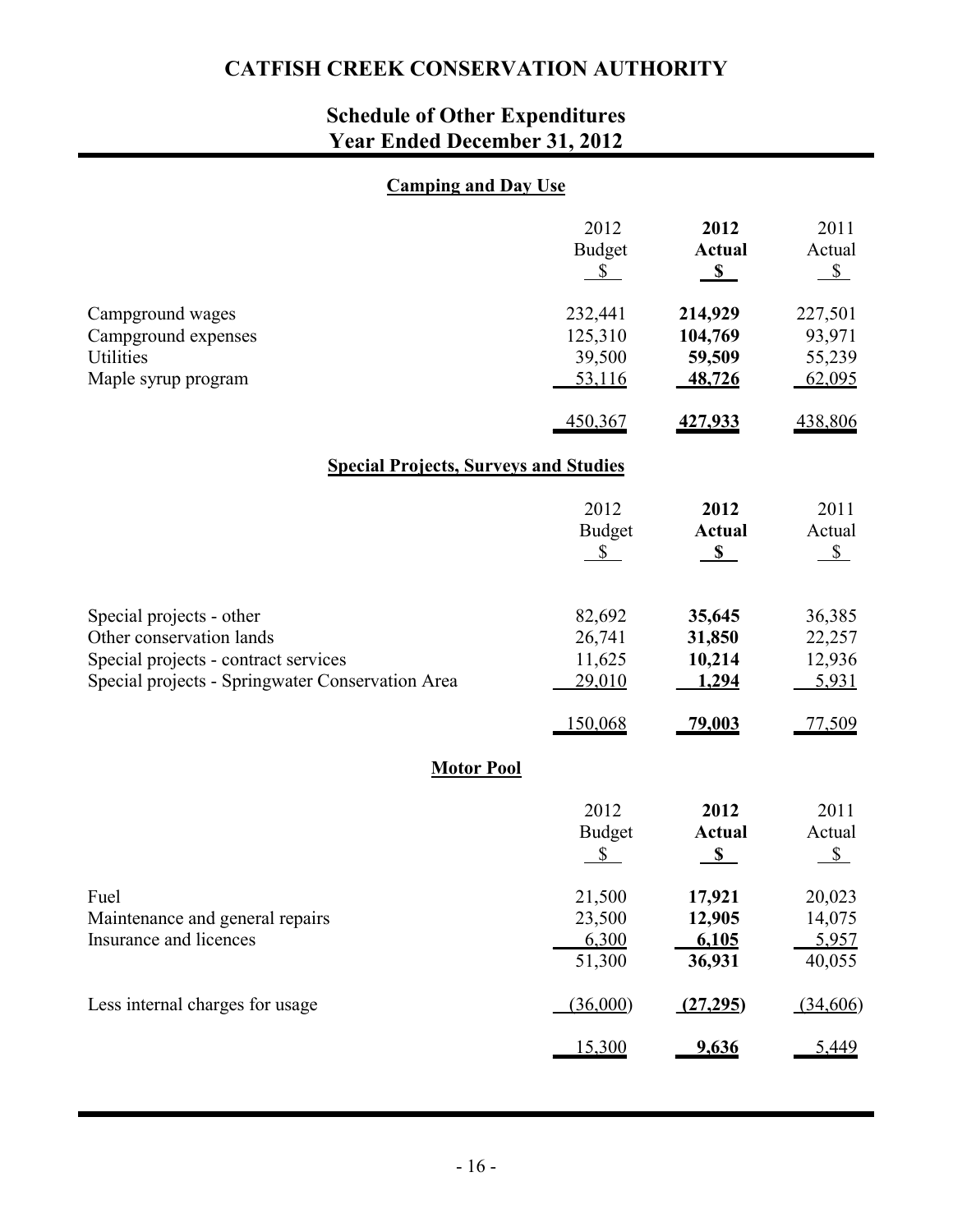# CATFISH CREEK CONSERVATION AUTHORITY

## Schedule of Other Expenditures
## Year Ended December 31, 2012

### Camping and Day Use

| | 2012 Budget $ | **2012 Actual $** | 2011 Actual $ |
|---|---|---|---|
| Campground wages | 232,441 | **214,929** | 227,501 |
| Campground expenses | 125,310 | **104,769** | 93,971 |
| Utilities | 39,500 | **59,509** | 55,239 |
| Maple syrup program | 53,116 | **48,726** | 62,095 |
| | 450,367 | **427,933** | 438,806 |

### Special Projects, Surveys and Studies

| | 2012 Budget $ | **2012 Actual $** | 2011 Actual $ |
|---|---|---|---|
| Special projects - other | 82,692 | **35,645** | 36,385 |
| Other conservation lands | 26,741 | **31,850** | 22,257 |
| Special projects - contract services | 11,625 | **10,214** | 12,936 |
| Special projects - Springwater Conservation Area | 29,010 | **1,294** | 5,931 |
| | 150,068 | **79,003** | 77,509 |

### Motor Pool

| | 2012 Budget $ | **2012 Actual $** | 2011 Actual $ |
|---|---|---|---|
| Fuel | 21,500 | **17,921** | 20,023 |
| Maintenance and general repairs | 23,500 | **12,905** | 14,075 |
| Insurance and licences | 6,300 | **6,105** | 5,957 |
| | 51,300 | **36,931** | 40,055 |
| Less internal charges for usage | (36,000) | **(27,295)** | (34,606) |
| | 15,300 | **9,636** | 5,449 |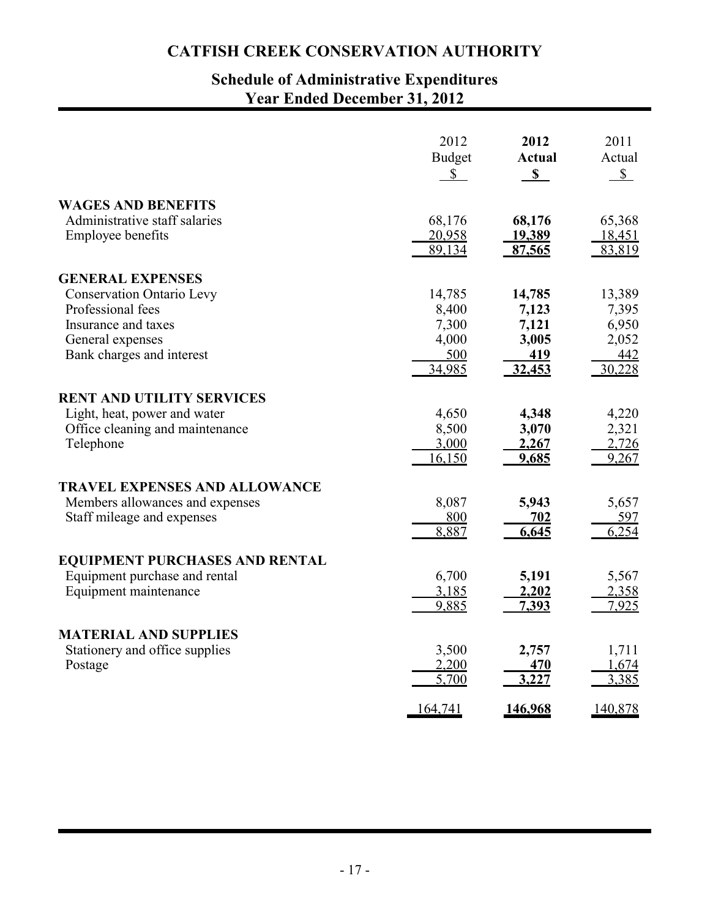# CATFISH CREEK CONSERVATION AUTHORITY

## Schedule of Administrative Expenditures
## Year Ended December 31, 2012

| | 2012 Budget $ | **2012 Actual $** | 2011 Actual $ |
|---|---|---|---|
| **WAGES AND BENEFITS** | | | |
| Administrative staff salaries | 68,176 | **68,176** | 65,368 |
| Employee benefits | 20,958 | **19,389** | 18,451 |
| | 89,134 | **87,565** | 83,819 |
| **GENERAL EXPENSES** | | | |
| Conservation Ontario Levy | 14,785 | **14,785** | 13,389 |
| Professional fees | 8,400 | **7,123** | 7,395 |
| Insurance and taxes | 7,300 | **7,121** | 6,950 |
| General expenses | 4,000 | **3,005** | 2,052 |
| Bank charges and interest | 500 | **419** | 442 |
| | 34,985 | **32,453** | 30,228 |
| **RENT AND UTILITY SERVICES** | | | |
| Light, heat, power and water | 4,650 | **4,348** | 4,220 |
| Office cleaning and maintenance | 8,500 | **3,070** | 2,321 |
| Telephone | 3,000 | **2,267** | 2,726 |
| | 16,150 | **9,685** | 9,267 |
| **TRAVEL EXPENSES AND ALLOWANCE** | | | |
| Members allowances and expenses | 8,087 | **5,943** | 5,657 |
| Staff mileage and expenses | 800 | **702** | 597 |
| | 8,887 | **6,645** | 6,254 |
| **EQUIPMENT PURCHASES AND RENTAL** | | | |
| Equipment purchase and rental | 6,700 | **5,191** | 5,567 |
| Equipment maintenance | 3,185 | **2,202** | 2,358 |
| | 9,885 | **7,393** | 7,925 |
| **MATERIAL AND SUPPLIES** | | | |
| Stationery and office supplies | 3,500 | **2,757** | 1,711 |
| Postage | 2,200 | **470** | 1,674 |
| | 5,700 | **3,227** | 3,385 |
| | 164,741 | **146,968** | 140,878 |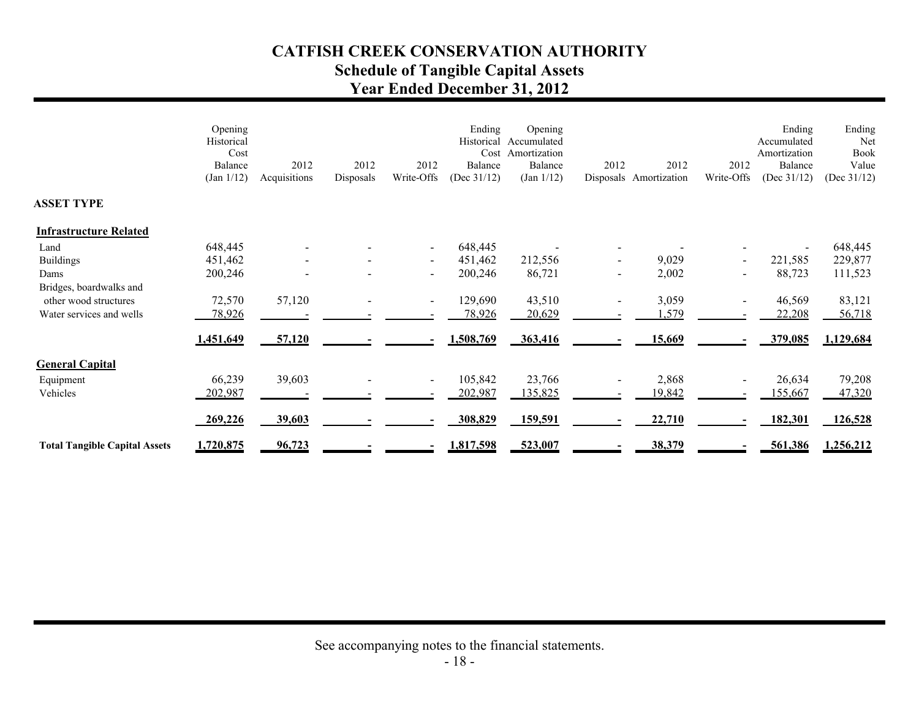# CATFISH CREEK CONSERVATION AUTHORITY
## Schedule of Tangible Capital Assets
## Year Ended December 31, 2012

| | Opening Historical Cost Balance (Jan 1/12) | 2012 Acquisitions | 2012 Disposals | 2012 Write-Offs | Ending Historical Cost Balance (Dec 31/12) | Opening Accumulated Amortization Balance (Jan 1/12) | 2012 Disposals | 2012 Amortization | 2012 Write-Offs | Ending Accumulated Amortization Balance (Dec 31/12) | Ending Net Book Value (Dec 31/12) |
|---|---|---|---|---|---|---|---|---|---|---|---|
| **ASSET TYPE** | | | | | | | | | | | |
| **Infrastructure Related** | | | | | | | | | | | |
| Land | 648,445 | - | - | - | 648,445 | - | - | - | - | - | 648,445 |
| Buildings | 451,462 | - | - | - | 451,462 | 212,556 | - | 9,029 | - | 221,585 | 229,877 |
| Dams | 200,246 | - | - | - | 200,246 | 86,721 | - | 2,002 | - | 88,723 | 111,523 |
| Bridges, boardwalks and other wood structures | 72,570 | 57,120 | - | - | 129,690 | 43,510 | - | 3,059 | - | 46,569 | 83,121 |
| Water services and wells | 78,926 | - | - | - | 78,926 | 20,629 | - | 1,579 | - | 22,208 | 56,718 |
| | **1,451,649** | **57,120** | **-** | **-** | **1,508,769** | **363,416** | **-** | **15,669** | **-** | **379,085** | **1,129,684** |
| **General Capital** | | | | | | | | | | | |
| Equipment | 66,239 | 39,603 | - | - | 105,842 | 23,766 | - | 2,868 | - | 26,634 | 79,208 |
| Vehicles | 202,987 | - | - | - | 202,987 | 135,825 | - | 19,842 | - | 155,667 | 47,320 |
| | **269,226** | **39,603** | **-** | **-** | **308,829** | **159,591** | **-** | **22,710** | **-** | **182,301** | **126,528** |
| **Total Tangible Capital Assets** | **1,720,875** | **96,723** | **-** | **-** | **1,817,598** | **523,007** | **-** | **38,379** | **-** | **561,386** | **1,256,212** |

See accompanying notes to the financial statements.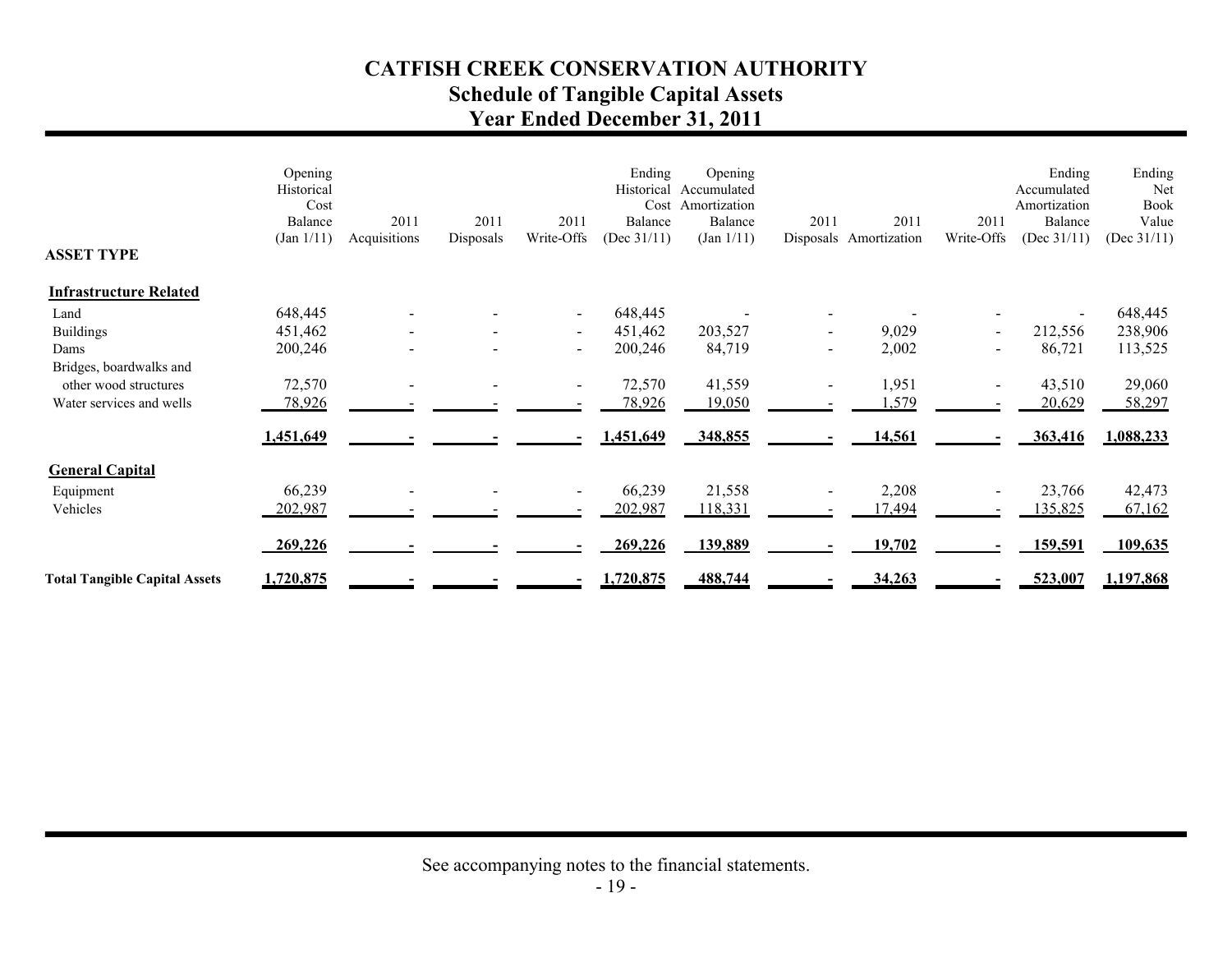# CATFISH CREEK CONSERVATION AUTHORITY
## Schedule of Tangible Capital Assets
## Year Ended December 31, 2011

| ASSET TYPE | Opening Historical Cost Balance (Jan 1/11) | 2011 Acquisitions | 2011 Disposals | 2011 Write-Offs | Ending Historical Cost Balance (Dec 31/11) | Opening Accumulated Amortization Balance (Jan 1/11) | 2011 Disposals | 2011 Amortization | 2011 Write-Offs | Ending Accumulated Amortization Balance (Dec 31/11) | Ending Net Book Value (Dec 31/11) |
|---|---|---|---|---|---|---|---|---|---|---|---|
| **Infrastructure Related** | | | | | | | | | | | |
| Land | 648,445 | - | - | - | 648,445 | - | - | - | - | - | 648,445 |
| Buildings | 451,462 | - | - | - | 451,462 | 203,527 | - | 9,029 | - | 212,556 | 238,906 |
| Dams | 200,246 | - | - | - | 200,246 | 84,719 | - | 2,002 | - | 86,721 | 113,525 |
| Bridges, boardwalks and other wood structures | 72,570 | - | - | - | 72,570 | 41,559 | - | 1,951 | - | 43,510 | 29,060 |
| Water services and wells | 78,926 | - | - | - | 78,926 | 19,050 | - | 1,579 | - | 20,629 | 58,297 |
| | **1,451,649** | **-** | **-** | **-** | **1,451,649** | **348,855** | **-** | **14,561** | **-** | **363,416** | **1,088,233** |
| **General Capital** | | | | | | | | | | | |
| Equipment | 66,239 | - | - | - | 66,239 | 21,558 | - | 2,208 | - | 23,766 | 42,473 |
| Vehicles | 202,987 | - | - | - | 202,987 | 118,331 | - | 17,494 | - | 135,825 | 67,162 |
| | **269,226** | **-** | **-** | **-** | **269,226** | **139,889** | **-** | **19,702** | **-** | **159,591** | **109,635** |
| **Total Tangible Capital Assets** | **1,720,875** | **-** | **-** | **-** | **1,720,875** | **488,744** | **-** | **34,263** | **-** | **523,007** | **1,197,868** |

See accompanying notes to the financial statements.